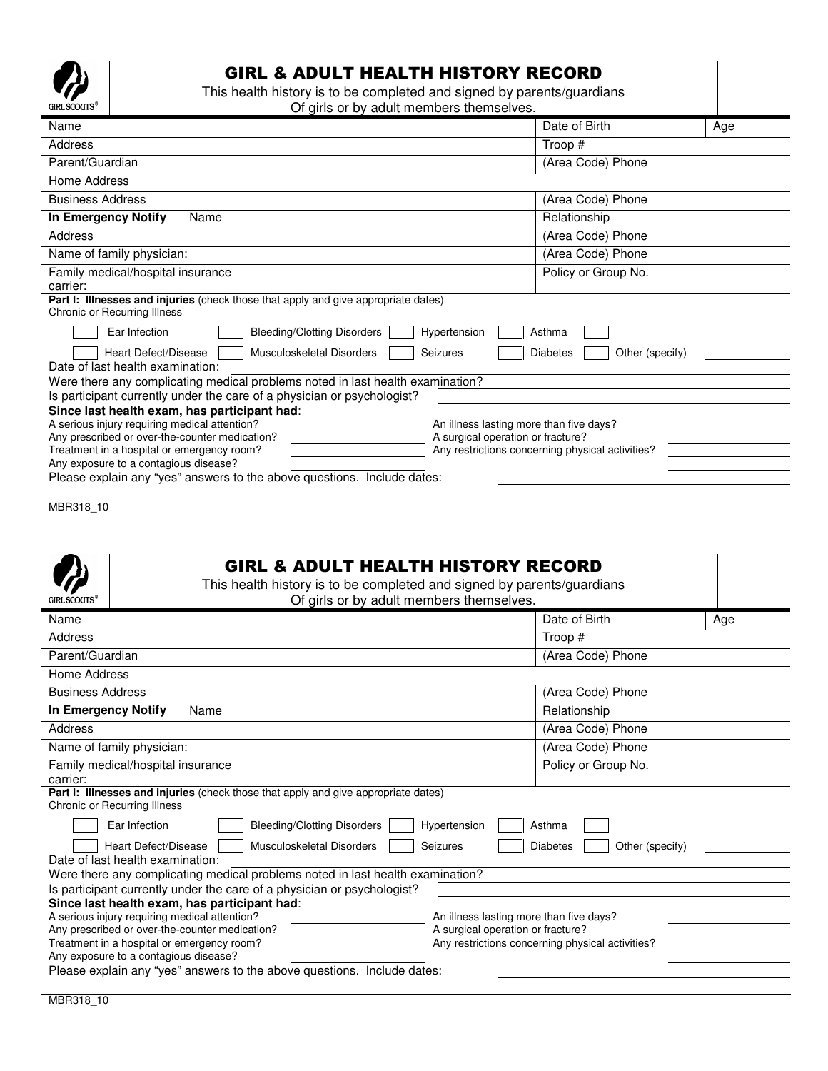# GIRL & ADULT HEALTH HISTORY RECORD

This health history is to be completed and signed by parents/guardians Of girls or by adult members themselves.

| Name | Date of Birth | Age |
|---|---|---|
| Address | Troop # | |
| Parent/Guardian | (Area Code) Phone | |
| Home Address | | |
| Business Address | (Area Code) Phone | |
| **In Emergency Notify** Name | Relationship | |
| Address | (Area Code) Phone | |
| Name of family physician: | (Area Code) Phone | |
| Family medical/hospital insurance carrier: | Policy or Group No. | |

**Part I: Illnesses and injuries** (check those that apply and give appropriate dates)

Chronic or Recurring Illness

☐ Ear Infection ☐ Bleeding/Clotting Disorders ☐ Hypertension ☐ Asthma ☐

☐ Heart Defect/Disease ☐ Musculoskeletal Disorders ☐ Seizures ☐ Diabetes ☐ Other (specify) ____________

Date of last health examination: ____________

Were there any complicating medical problems noted in last health examination? ____________

Is participant currently under the care of a physician or psychologist? ____________

**Since last health exam, has participant had**:

A serious injury requiring medical attention? ____________ An illness lasting more than five days? ____________

Any prescribed or over-the-counter medication? ____________ A surgical operation or fracture? ____________

Treatment in a hospital or emergency room? ____________ Any restrictions concerning physical activities? ____________

Any exposure to a contagious disease? ____________

Please explain any "yes" answers to the above questions. Include dates: ____________

MBR318_10

# GIRL & ADULT HEALTH HISTORY RECORD

This health history is to be completed and signed by parents/guardians Of girls or by adult members themselves.

| Name | Date of Birth | Age |
|---|---|---|
| Address | Troop # | |
| Parent/Guardian | (Area Code) Phone | |
| Home Address | | |
| Business Address | (Area Code) Phone | |
| **In Emergency Notify** Name | Relationship | |
| Address | (Area Code) Phone | |
| Name of family physician: | (Area Code) Phone | |
| Family medical/hospital insurance carrier: | Policy or Group No. | |

**Part I: Illnesses and injuries** (check those that apply and give appropriate dates)

Chronic or Recurring Illness

☐ Ear Infection ☐ Bleeding/Clotting Disorders ☐ Hypertension ☐ Asthma ☐

☐ Heart Defect/Disease ☐ Musculoskeletal Disorders ☐ Seizures ☐ Diabetes ☐ Other (specify) ____________

Date of last health examination: ____________

Were there any complicating medical problems noted in last health examination? ____________

Is participant currently under the care of a physician or psychologist? ____________

**Since last health exam, has participant had**:

A serious injury requiring medical attention? ____________ An illness lasting more than five days? ____________

Any prescribed or over-the-counter medication? ____________ A surgical operation or fracture? ____________

Treatment in a hospital or emergency room? ____________ Any restrictions concerning physical activities? ____________

Any exposure to a contagious disease? ____________

Please explain any "yes" answers to the above questions. Include dates: ____________

MBR318_10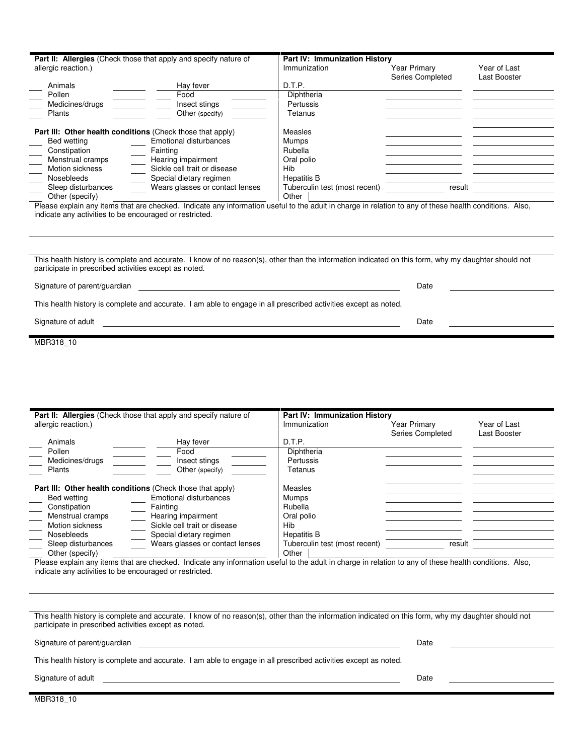**Part II: Allergies** (Check those that apply and specify nature of allergic reaction.)

| | | | |
|---|---|---|---|
| ___ Animals | ______ | ___ Hay fever | ______ |
| ___ Pollen | ______ | ___ Food | ______ |
| ___ Medicines/drugs | ______ | ___ Insect stings | ______ |
| ___ Plants | ______ | ___ Other (specify) | ______ |

**Part III: Other health conditions** (Check those that apply)

| | |
|---|---|
| ___ Bed wetting | ___ Emotional disturbances |
| ___ Constipation | ___ Fainting |
| ___ Menstrual cramps | ___ Hearing impairment |
| ___ Motion sickness | ___ Sickle cell trait or disease |
| ___ Nosebleeds | ___ Special dietary regimen |
| ___ Sleep disturbances | ___ Wears glasses or contact lenses |
| Other (specify) | |

**Part IV: Immunization History**

| Immunization | Year Primary Series Completed | Year of Last Last Booster |
|---|---|---|
| D.T.P. | | |
| Diphtheria | | |
| Pertussis | | |
| Tetanus | | |
| Measles | | |
| Mumps | | |
| Rubella | | |
| Oral polio | | |
| Hib | | |
| Hepatitis B | | |
| Tuberculin test (most recent) | | result |
| Other | | |

Please explain any items that are checked. Indicate any information useful to the adult in charge in relation to any of these health conditions. Also, indicate any activities to be encouraged or restricted.

______________________________________________

This health history is complete and accurate. I know of no reason(s), other than the information indicated on this form, why my daughter should not participate in prescribed activities except as noted.

Signature of parent/guardian ______________________________ Date ____________

This health history is complete and accurate. I am able to engage in all prescribed activities except as noted.

Signature of adult ______________________________ Date ____________

MBR318_10

**Part II: Allergies** (Check those that apply and specify nature of allergic reaction.)

| | | | |
|---|---|---|---|
| ___ Animals | ______ | ___ Hay fever | ______ |
| ___ Pollen | ______ | ___ Food | ______ |
| ___ Medicines/drugs | ______ | ___ Insect stings | ______ |
| ___ Plants | ______ | ___ Other (specify) | ______ |

**Part III: Other health conditions** (Check those that apply)

| | |
|---|---|
| ___ Bed wetting | ___ Emotional disturbances |
| ___ Constipation | ___ Fainting |
| ___ Menstrual cramps | ___ Hearing impairment |
| ___ Motion sickness | ___ Sickle cell trait or disease |
| ___ Nosebleeds | ___ Special dietary regimen |
| ___ Sleep disturbances | ___ Wears glasses or contact lenses |
| Other (specify) | |

**Part IV: Immunization History**

| Immunization | Year Primary Series Completed | Year of Last Last Booster |
|---|---|---|
| D.T.P. | | |
| Diphtheria | | |
| Pertussis | | |
| Tetanus | | |
| Measles | | |
| Mumps | | |
| Rubella | | |
| Oral polio | | |
| Hib | | |
| Hepatitis B | | |
| Tuberculin test (most recent) | | result |
| Other | | |

Please explain any items that are checked. Indicate any information useful to the adult in charge in relation to any of these health conditions. Also, indicate any activities to be encouraged or restricted.

______________________________________________

This health history is complete and accurate. I know of no reason(s), other than the information indicated on this form, why my daughter should not participate in prescribed activities except as noted.

Signature of parent/guardian ______________________________ Date ____________

This health history is complete and accurate. I am able to engage in all prescribed activities except as noted.

Signature of adult ______________________________ Date ____________

MBR318_10